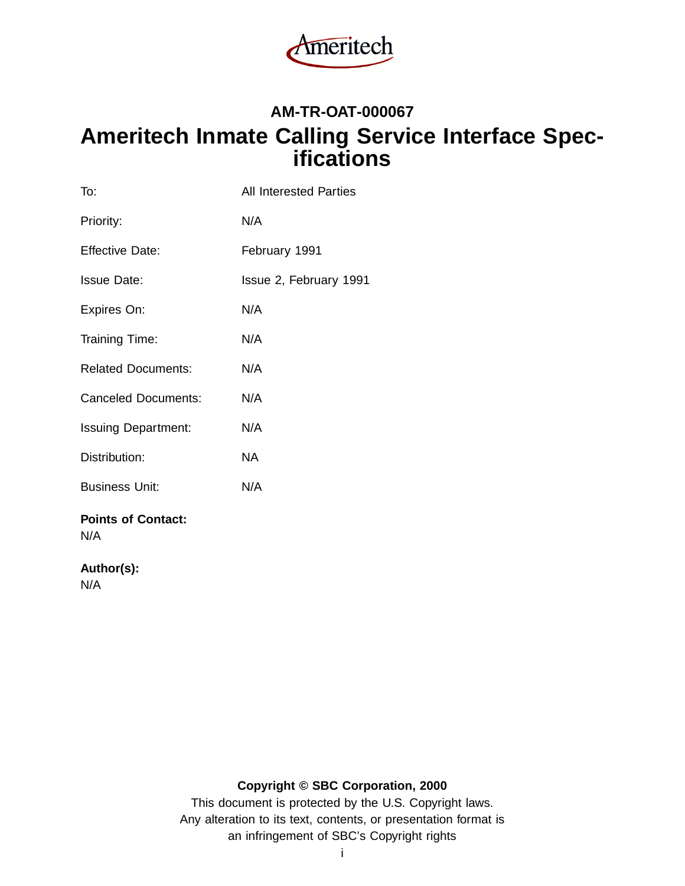Ameritech

**AM-TR-OAT-000067**

# Ameritech Inmate Calling Service Interface Specifications

| | |
|---|---|
| To: | All Interested Parties |
| Priority: | N/A |
| Effective Date: | February 1991 |
| Issue Date: | Issue 2, February 1991 |
| Expires On: | N/A |
| Training Time: | N/A |
| Related Documents: | N/A |
| Canceled Documents: | N/A |
| Issuing Department: | N/A |
| Distribution: | NA |
| Business Unit: | N/A |

**Points of Contact:**
N/A

**Author(s):**
N/A

**Copyright © SBC Corporation, 2000**
This document is protected by the U.S. Copyright laws.
Any alteration to its text, contents, or presentation format is
an infringement of SBC's Copyright rights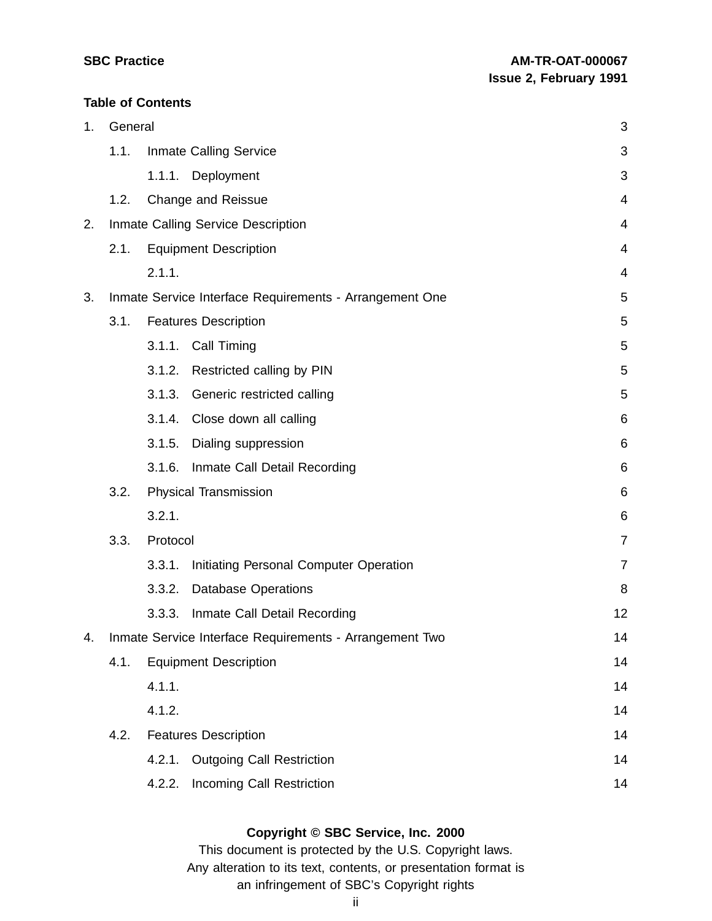**Table of Contents**

1. General 3
   - 1.1. Inmate Calling Service 3
     - 1.1.1. Deployment 3
   - 1.2. Change and Reissue 4
2. Inmate Calling Service Description 4
   - 2.1. Equipment Description 4
     - 2.1.1. 4
3. Inmate Service Interface Requirements - Arrangement One 5
   - 3.1. Features Description 5
     - 3.1.1. Call Timing 5
     - 3.1.2. Restricted calling by PIN 5
     - 3.1.3. Generic restricted calling 5
     - 3.1.4. Close down all calling 6
     - 3.1.5. Dialing suppression 6
     - 3.1.6. Inmate Call Detail Recording 6
   - 3.2. Physical Transmission 6
     - 3.2.1. 6
   - 3.3. Protocol 7
     - 3.3.1. Initiating Personal Computer Operation 7
     - 3.3.2. Database Operations 8
     - 3.3.3. Inmate Call Detail Recording 12
4. Inmate Service Interface Requirements - Arrangement Two 14
   - 4.1. Equipment Description 14
     - 4.1.1. 14
     - 4.1.2. 14
   - 4.2. Features Description 14
     - 4.2.1. Outgoing Call Restriction 14
     - 4.2.2. Incoming Call Restriction 14

**Copyright © SBC Service, Inc. 2000**
This document is protected by the U.S. Copyright laws.
Any alteration to its text, contents, or presentation format is
an infringement of SBC's Copyright rights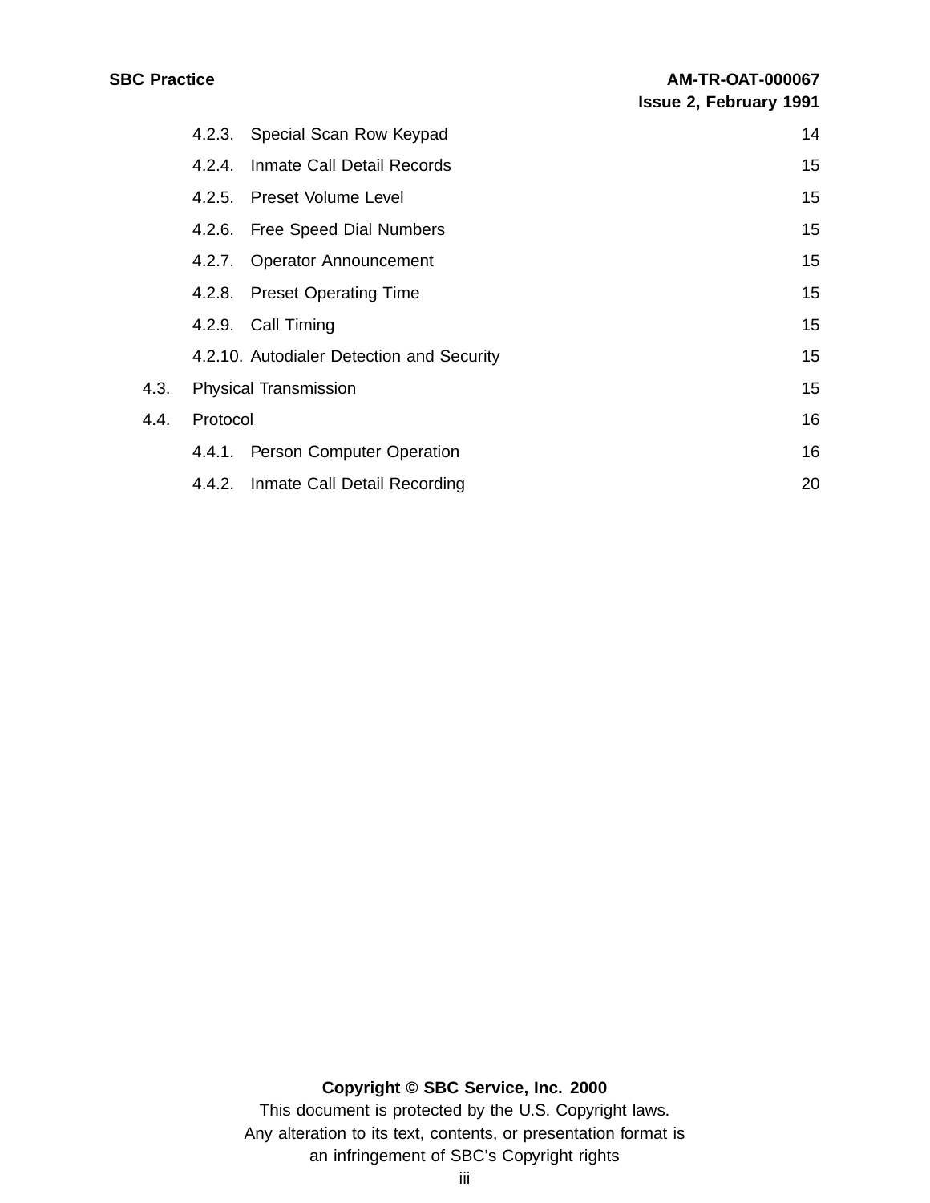4.2.3. Special Scan Row Keypad 14

4.2.4. Inmate Call Detail Records 15

4.2.5. Preset Volume Level 15

4.2.6. Free Speed Dial Numbers 15

4.2.7. Operator Announcement 15

4.2.8. Preset Operating Time 15

4.2.9. Call Timing 15

4.2.10. Autodialer Detection and Security 15

4.3. Physical Transmission 15

4.4. Protocol 16

4.4.1. Person Computer Operation 16

4.4.2. Inmate Call Detail Recording 20

**Copyright © SBC Service, Inc. 2000**

This document is protected by the U.S. Copyright laws.
Any alteration to its text, contents, or presentation format is
an infringement of SBC's Copyright rights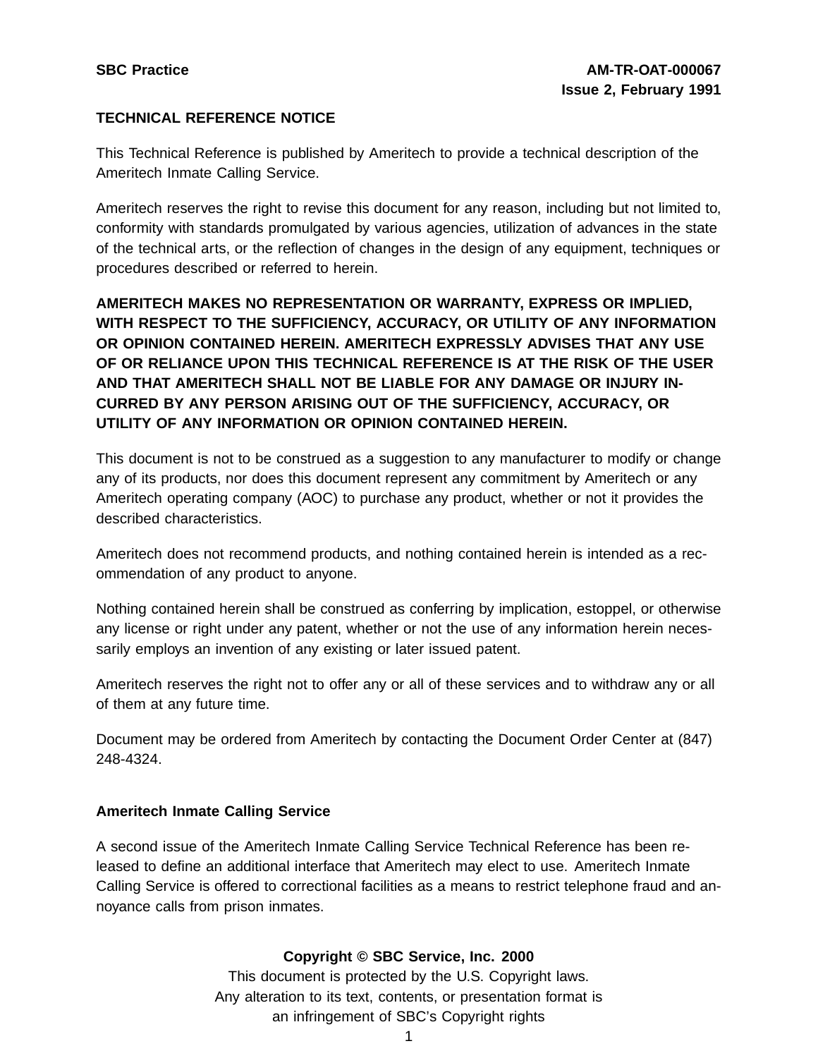# TECHNICAL REFERENCE NOTICE

This Technical Reference is published by Ameritech to provide a technical description of the Ameritech Inmate Calling Service.

Ameritech reserves the right to revise this document for any reason, including but not limited to, conformity with standards promulgated by various agencies, utilization of advances in the state of the technical arts, or the reflection of changes in the design of any equipment, techniques or procedures described or referred to herein.

**AMERITECH MAKES NO REPRESENTATION OR WARRANTY, EXPRESS OR IMPLIED, WITH RESPECT TO THE SUFFICIENCY, ACCURACY, OR UTILITY OF ANY INFORMATION OR OPINION CONTAINED HEREIN. AMERITECH EXPRESSLY ADVISES THAT ANY USE OF OR RELIANCE UPON THIS TECHNICAL REFERENCE IS AT THE RISK OF THE USER AND THAT AMERITECH SHALL NOT BE LIABLE FOR ANY DAMAGE OR INJURY INCURRED BY ANY PERSON ARISING OUT OF THE SUFFICIENCY, ACCURACY, OR UTILITY OF ANY INFORMATION OR OPINION CONTAINED HEREIN.**

This document is not to be construed as a suggestion to any manufacturer to modify or change any of its products, nor does this document represent any commitment by Ameritech or any Ameritech operating company (AOC) to purchase any product, whether or not it provides the described characteristics.

Ameritech does not recommend products, and nothing contained herein is intended as a recommendation of any product to anyone.

Nothing contained herein shall be construed as conferring by implication, estoppel, or otherwise any license or right under any patent, whether or not the use of any information herein necessarily employs an invention of any existing or later issued patent.

Ameritech reserves the right not to offer any or all of these services and to withdraw any or all of them at any future time.

Document may be ordered from Ameritech by contacting the Document Order Center at (847) 248-4324.

## Ameritech Inmate Calling Service

A second issue of the Ameritech Inmate Calling Service Technical Reference has been released to define an additional interface that Ameritech may elect to use. Ameritech Inmate Calling Service is offered to correctional facilities as a means to restrict telephone fraud and annoyance calls from prison inmates.

**Copyright © SBC Service, Inc. 2000**
This document is protected by the U.S. Copyright laws.
Any alteration to its text, contents, or presentation format is
an infringement of SBC's Copyright rights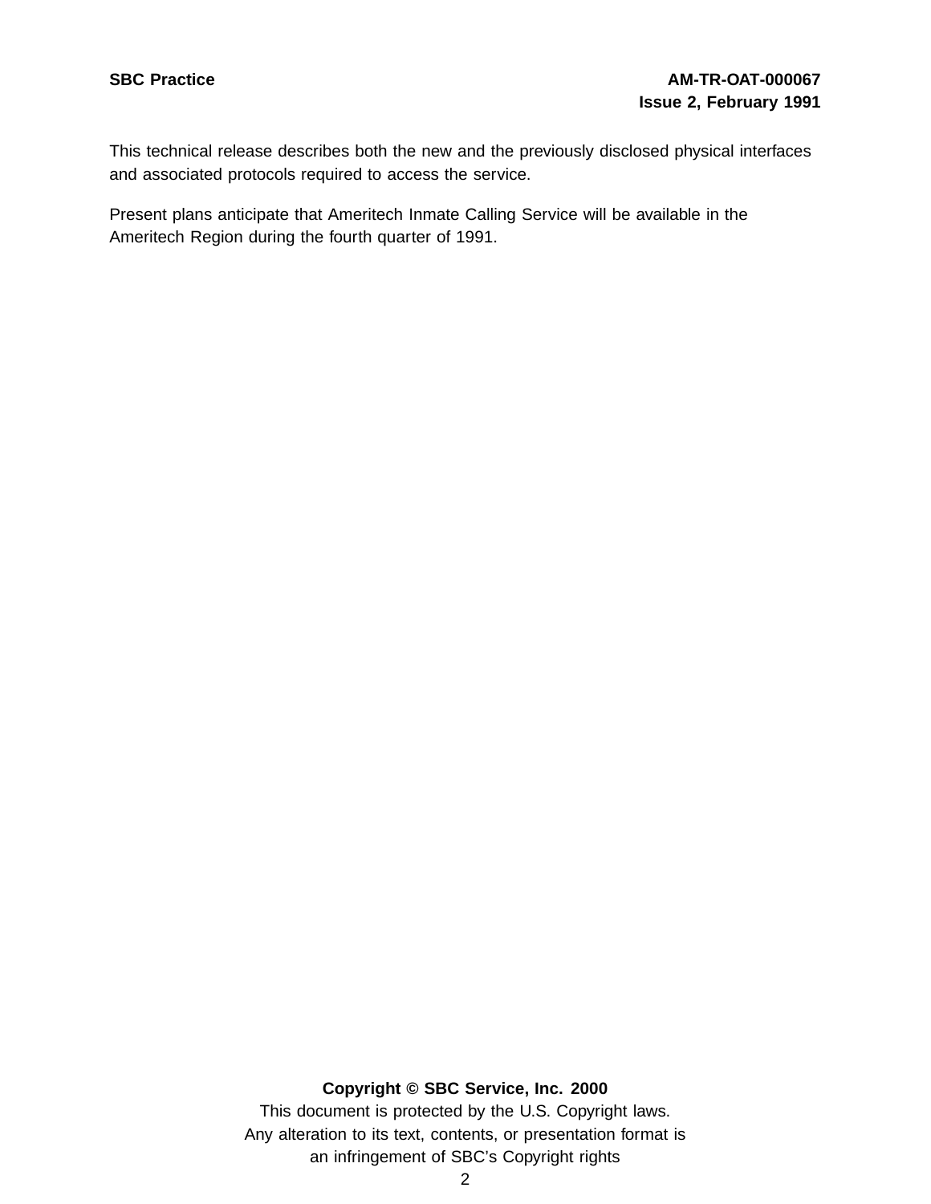This technical release describes both the new and the previously disclosed physical interfaces and associated protocols required to access the service.

Present plans anticipate that Ameritech Inmate Calling Service will be available in the Ameritech Region during the fourth quarter of 1991.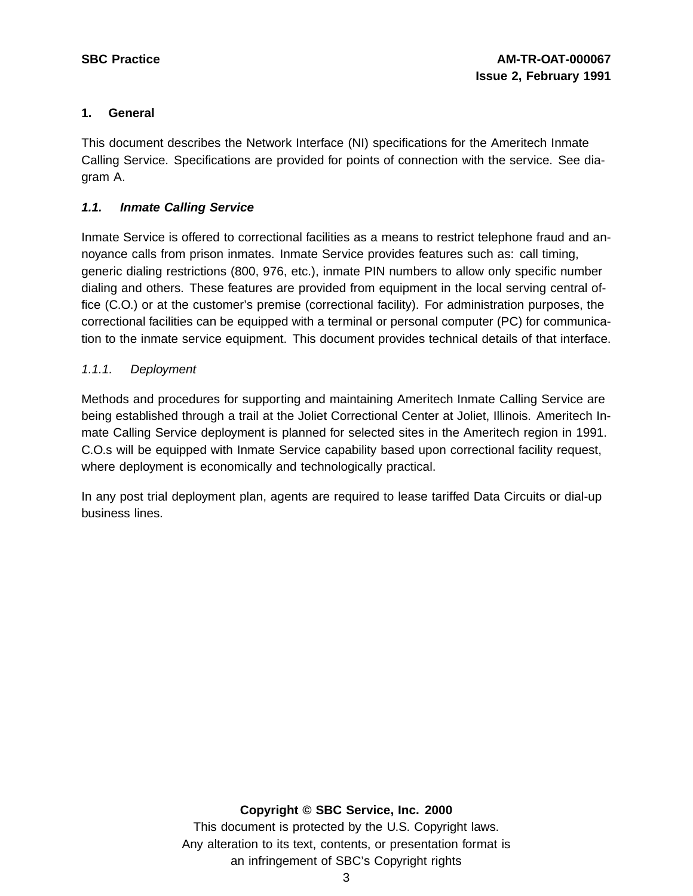## 1. General

This document describes the Network Interface (NI) specifications for the Ameritech Inmate Calling Service. Specifications are provided for points of connection with the service. See diagram A.

### *1.1. Inmate Calling Service*

Inmate Service is offered to correctional facilities as a means to restrict telephone fraud and annoyance calls from prison inmates. Inmate Service provides features such as: call timing, generic dialing restrictions (800, 976, etc.), inmate PIN numbers to allow only specific number dialing and others. These features are provided from equipment in the local serving central office (C.O.) or at the customer's premise (correctional facility). For administration purposes, the correctional facilities can be equipped with a terminal or personal computer (PC) for communication to the inmate service equipment. This document provides technical details of that interface.

#### *1.1.1. Deployment*

Methods and procedures for supporting and maintaining Ameritech Inmate Calling Service are being established through a trail at the Joliet Correctional Center at Joliet, Illinois. Ameritech Inmate Calling Service deployment is planned for selected sites in the Ameritech region in 1991. C.O.s will be equipped with Inmate Service capability based upon correctional facility request, where deployment is economically and technologically practical.

In any post trial deployment plan, agents are required to lease tariffed Data Circuits or dial-up business lines.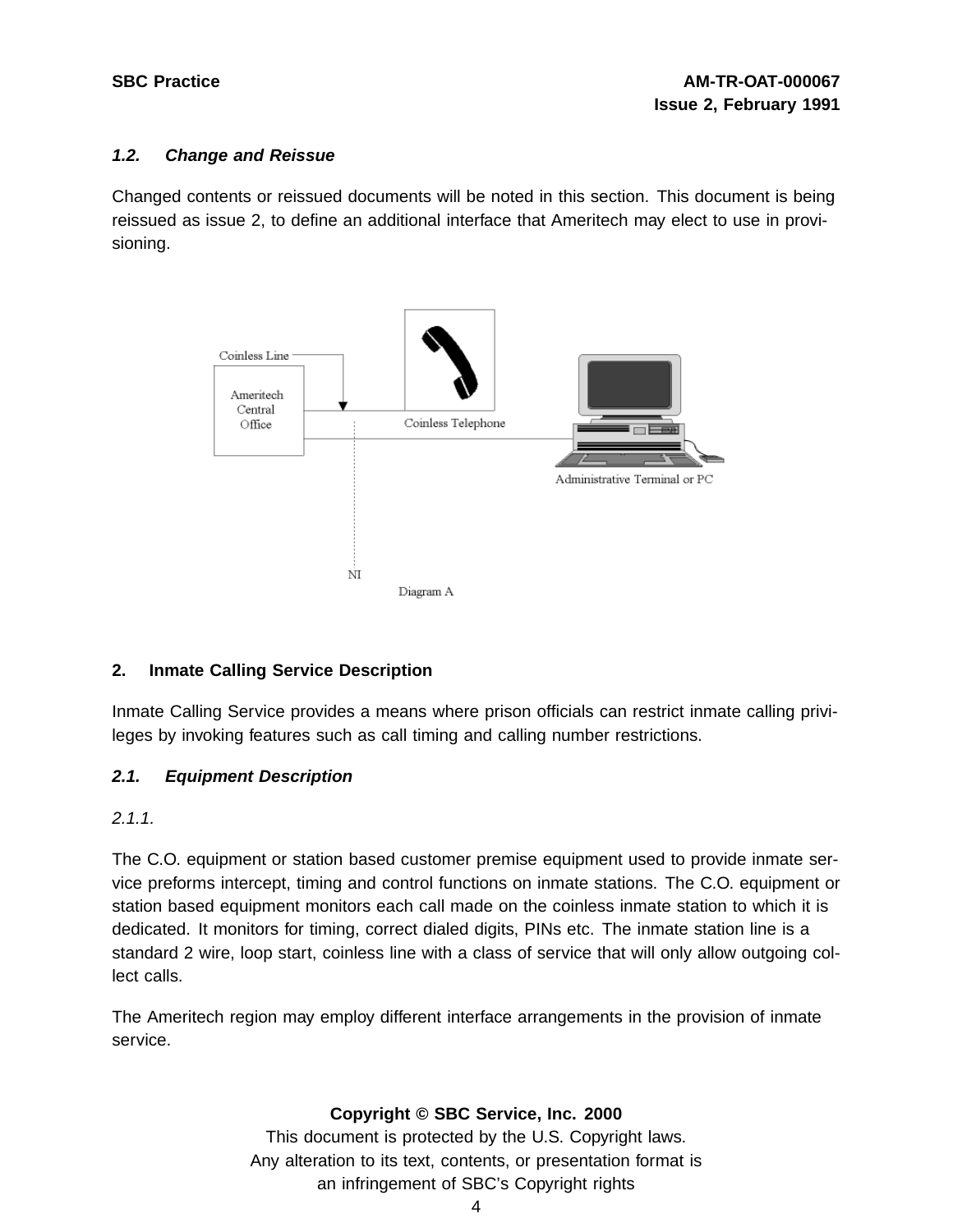### 1.2. Change and Reissue

Changed contents or reissued documents will be noted in this section. This document is being reissued as issue 2, to define an additional interface that Ameritech may elect to use in provisioning.

Coinless Line

Ameritech Central Office

Coinless Telephone

Administrative Terminal or PC

NI

Diagram A

## 2. Inmate Calling Service Description

Inmate Calling Service provides a means where prison officials can restrict inmate calling privileges by invoking features such as call timing and calling number restrictions.

### 2.1. Equipment Description

*2.1.1.*

The C.O. equipment or station based customer premise equipment used to provide inmate service preforms intercept, timing and control functions on inmate stations. The C.O. equipment or station based equipment monitors each call made on the coinless inmate station to which it is dedicated. It monitors for timing, correct dialed digits, PINs etc. The inmate station line is a standard 2 wire, loop start, coinless line with a class of service that will only allow outgoing collect calls.

The Ameritech region may employ different interface arrangements in the provision of inmate service.

**Copyright © SBC Service, Inc. 2000**
This document is protected by the U.S. Copyright laws.
Any alteration to its text, contents, or presentation format is an infringement of SBC's Copyright rights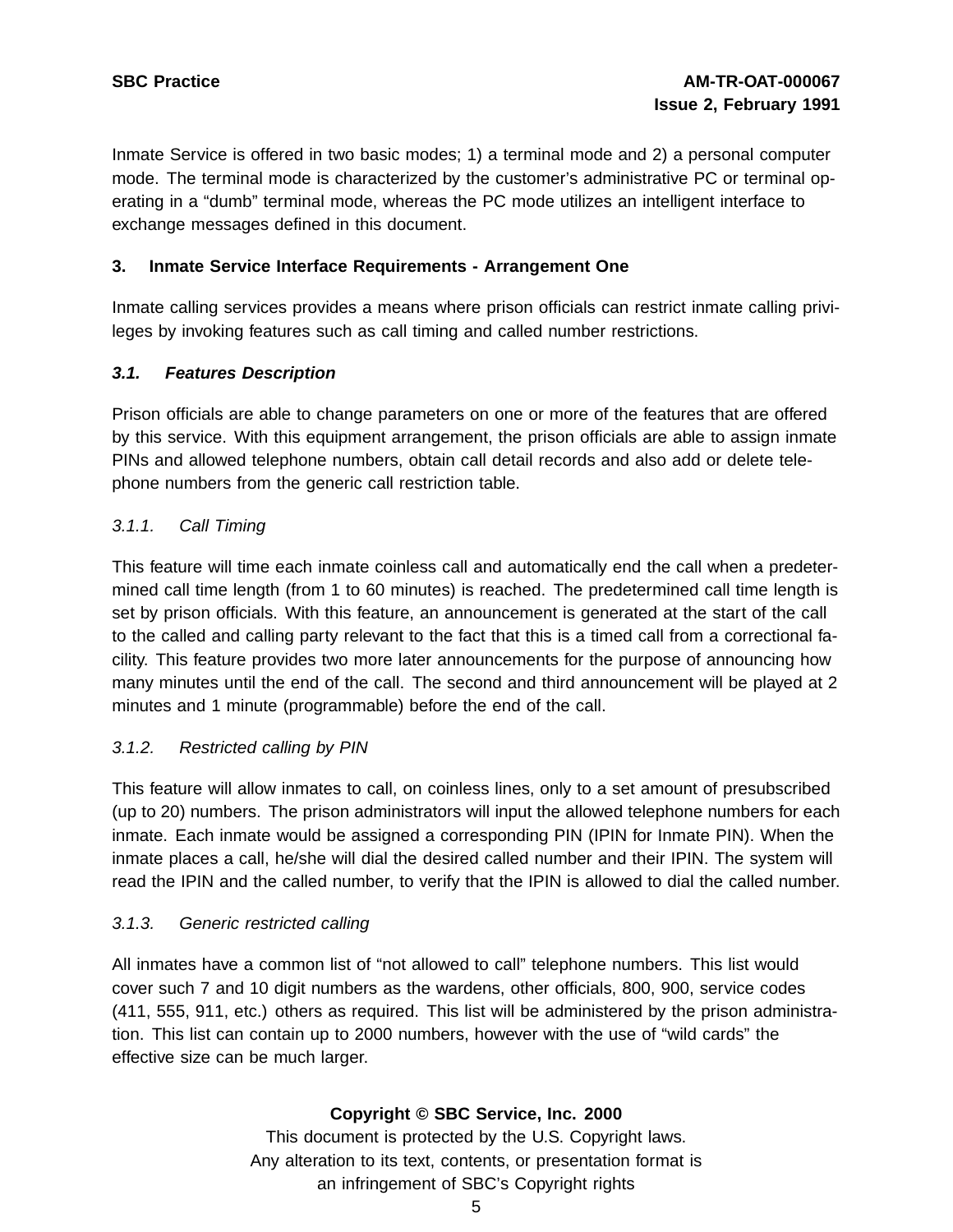Inmate Service is offered in two basic modes; 1) a terminal mode and 2) a personal computer mode. The terminal mode is characterized by the customer's administrative PC or terminal operating in a "dumb" terminal mode, whereas the PC mode utilizes an intelligent interface to exchange messages defined in this document.

## 3. Inmate Service Interface Requirements - Arrangement One

Inmate calling services provides a means where prison officials can restrict inmate calling privileges by invoking features such as call timing and called number restrictions.

### *3.1. Features Description*

Prison officials are able to change parameters on one or more of the features that are offered by this service. With this equipment arrangement, the prison officials are able to assign inmate PINs and allowed telephone numbers, obtain call detail records and also add or delete telephone numbers from the generic call restriction table.

#### *3.1.1. Call Timing*

This feature will time each inmate coinless call and automatically end the call when a predetermined call time length (from 1 to 60 minutes) is reached. The predetermined call time length is set by prison officials. With this feature, an announcement is generated at the start of the call to the called and calling party relevant to the fact that this is a timed call from a correctional facility. This feature provides two more later announcements for the purpose of announcing how many minutes until the end of the call. The second and third announcement will be played at 2 minutes and 1 minute (programmable) before the end of the call.

#### *3.1.2. Restricted calling by PIN*

This feature will allow inmates to call, on coinless lines, only to a set amount of presubscribed (up to 20) numbers. The prison administrators will input the allowed telephone numbers for each inmate. Each inmate would be assigned a corresponding PIN (IPIN for Inmate PIN). When the inmate places a call, he/she will dial the desired called number and their IPIN. The system will read the IPIN and the called number, to verify that the IPIN is allowed to dial the called number.

#### *3.1.3. Generic restricted calling*

All inmates have a common list of "not allowed to call" telephone numbers. This list would cover such 7 and 10 digit numbers as the wardens, other officials, 800, 900, service codes (411, 555, 911, etc.) others as required. This list will be administered by the prison administration. This list can contain up to 2000 numbers, however with the use of "wild cards" the effective size can be much larger.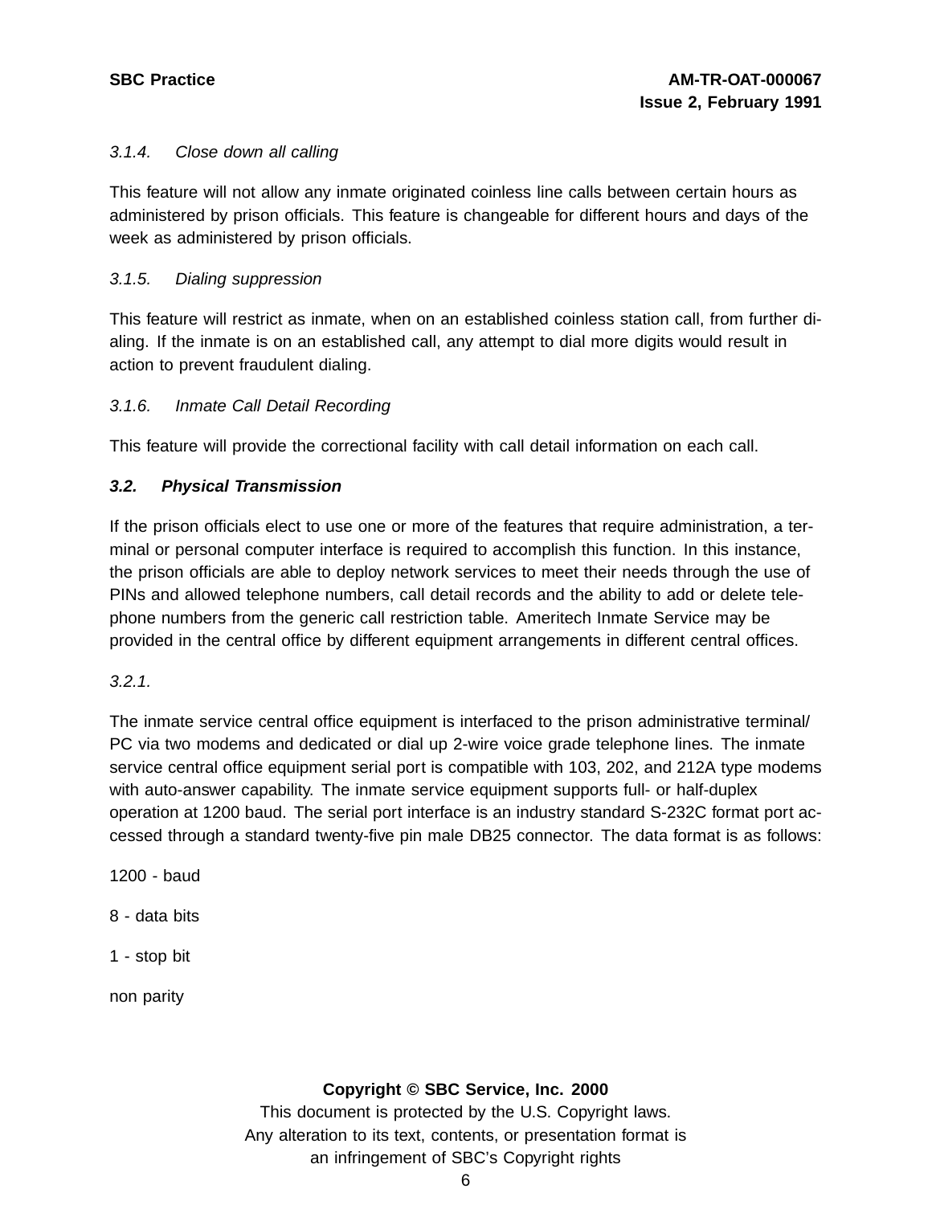### *3.1.4. Close down all calling*

This feature will not allow any inmate originated coinless line calls between certain hours as administered by prison officials. This feature is changeable for different hours and days of the week as administered by prison officials.

### *3.1.5. Dialing suppression*

This feature will restrict as inmate, when on an established coinless station call, from further dialing. If the inmate is on an established call, any attempt to dial more digits would result in action to prevent fraudulent dialing.

### *3.1.6. Inmate Call Detail Recording*

This feature will provide the correctional facility with call detail information on each call.

## ***3.2. Physical Transmission***

If the prison officials elect to use one or more of the features that require administration, a terminal or personal computer interface is required to accomplish this function. In this instance, the prison officials are able to deploy network services to meet their needs through the use of PINs and allowed telephone numbers, call detail records and the ability to add or delete telephone numbers from the generic call restriction table. Ameritech Inmate Service may be provided in the central office by different equipment arrangements in different central offices.

### *3.2.1.*

The inmate service central office equipment is interfaced to the prison administrative terminal/PC via two modems and dedicated or dial up 2-wire voice grade telephone lines. The inmate service central office equipment serial port is compatible with 103, 202, and 212A type modems with auto-answer capability. The inmate service equipment supports full- or half-duplex operation at 1200 baud. The serial port interface is an industry standard S-232C format port accessed through a standard twenty-five pin male DB25 connector. The data format is as follows:

1200 - baud

8 - data bits

1 - stop bit

non parity

**Copyright © SBC Service, Inc. 2000**
This document is protected by the U.S. Copyright laws.
Any alteration to its text, contents, or presentation format is
an infringement of SBC's Copyright rights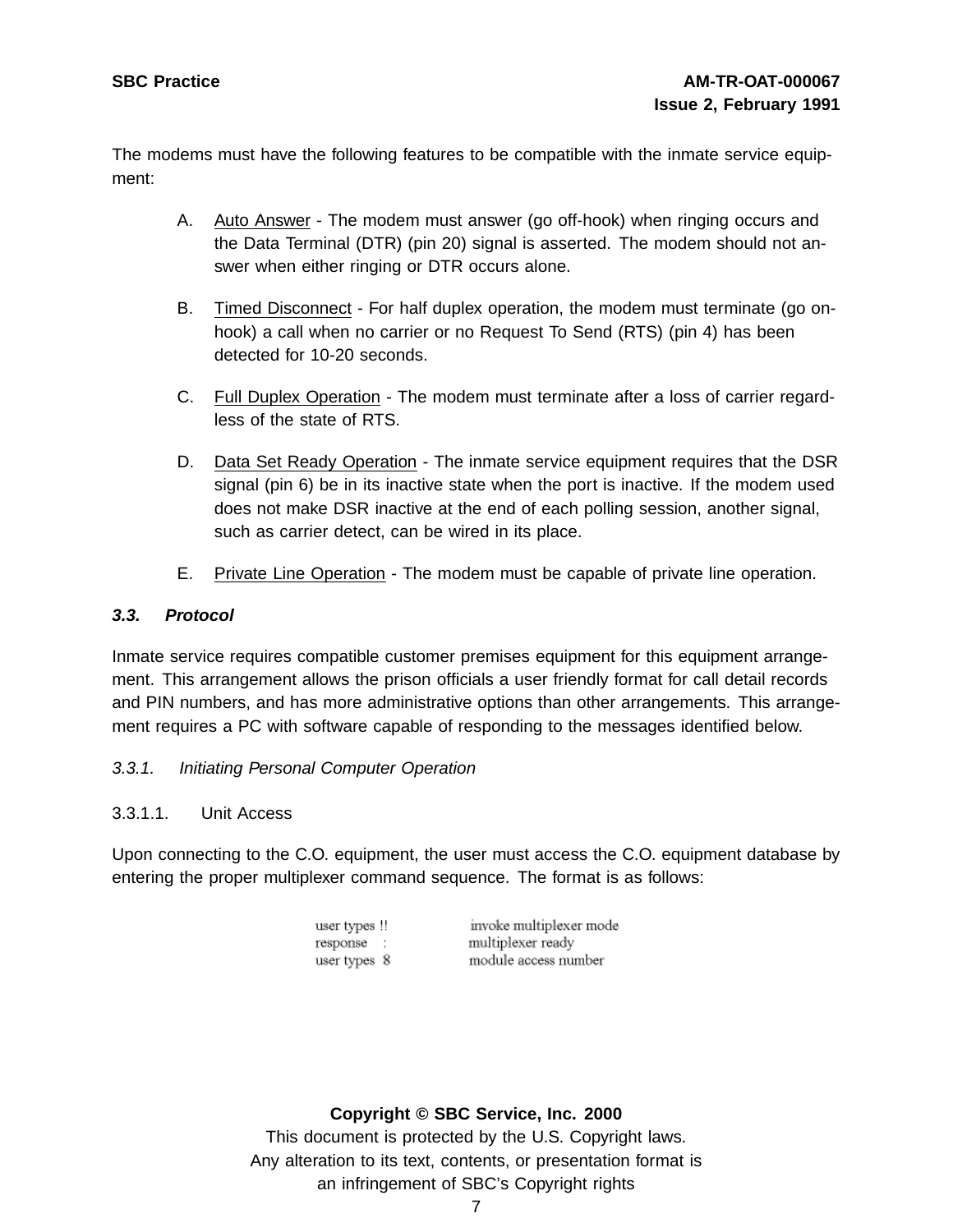The modems must have the following features to be compatible with the inmate service equipment:

A. Auto Answer - The modem must answer (go off-hook) when ringing occurs and the Data Terminal (DTR) (pin 20) signal is asserted. The modem should not answer when either ringing or DTR occurs alone.

B. Timed Disconnect - For half duplex operation, the modem must terminate (go on-hook) a call when no carrier or no Request To Send (RTS) (pin 4) has been detected for 10-20 seconds.

C. Full Duplex Operation - The modem must terminate after a loss of carrier regardless of the state of RTS.

D. Data Set Ready Operation - The inmate service equipment requires that the DSR signal (pin 6) be in its inactive state when the port is inactive. If the modem used does not make DSR inactive at the end of each polling session, another signal, such as carrier detect, can be wired in its place.

E. Private Line Operation - The modem must be capable of private line operation.

### ***3.3. Protocol***

Inmate service requires compatible customer premises equipment for this equipment arrangement. This arrangement allows the prison officials a user friendly format for call detail records and PIN numbers, and has more administrative options than other arrangements. This arrangement requires a PC with software capable of responding to the messages identified below.

#### *3.3.1. Initiating Personal Computer Operation*

##### 3.3.1.1. Unit Access

Upon connecting to the C.O. equipment, the user must access the C.O. equipment database by entering the proper multiplexer command sequence. The format is as follows:

```
user types !!      invoke multiplexer mode
response   :       multiplexer ready
user types 8       module access number
```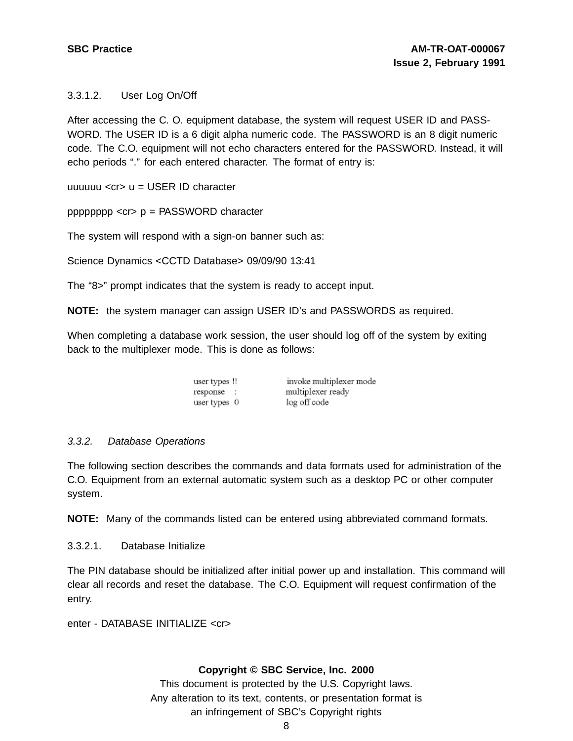3.3.1.2. User Log On/Off

After accessing the C. O. equipment database, the system will request USER ID and PASSWORD. The USER ID is a 6 digit alpha numeric code. The PASSWORD is an 8 digit numeric code. The C.O. equipment will not echo characters entered for the PASSWORD. Instead, it will echo periods "." for each entered character. The format of entry is:

uuuuuu <cr> u = USER ID character

pppppppp <cr> p = PASSWORD character

The system will respond with a sign-on banner such as:

Science Dynamics <CCTD Database> 09/09/90 13:41

The "8>" prompt indicates that the system is ready to accept input.

**NOTE:** the system manager can assign USER ID's and PASSWORDS as required.

When completing a database work session, the user should log off of the system by exiting back to the multiplexer mode. This is done as follows:

```
user types !!        invoke multiplexer mode
response   :         multiplexer ready
user types 0         log off code
```

*3.3.2. Database Operations*

The following section describes the commands and data formats used for administration of the C.O. Equipment from an external automatic system such as a desktop PC or other computer system.

**NOTE:** Many of the commands listed can be entered using abbreviated command formats.

3.3.2.1. Database Initialize

The PIN database should be initialized after initial power up and installation. This command will clear all records and reset the database. The C.O. Equipment will request confirmation of the entry.

enter - DATABASE INITIALIZE <cr>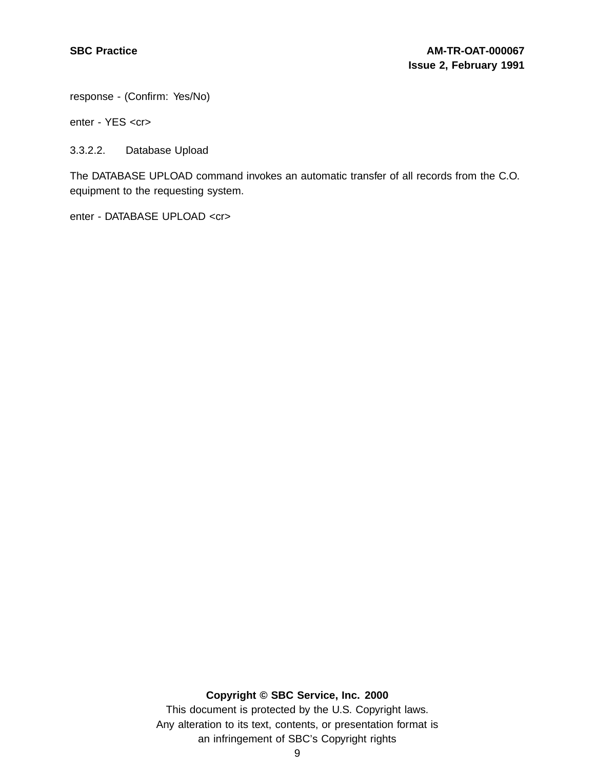response - (Confirm: Yes/No)

enter - YES <cr>

#### 3.3.2.2. Database Upload

The DATABASE UPLOAD command invokes an automatic transfer of all records from the C.O. equipment to the requesting system.

enter - DATABASE UPLOAD <cr>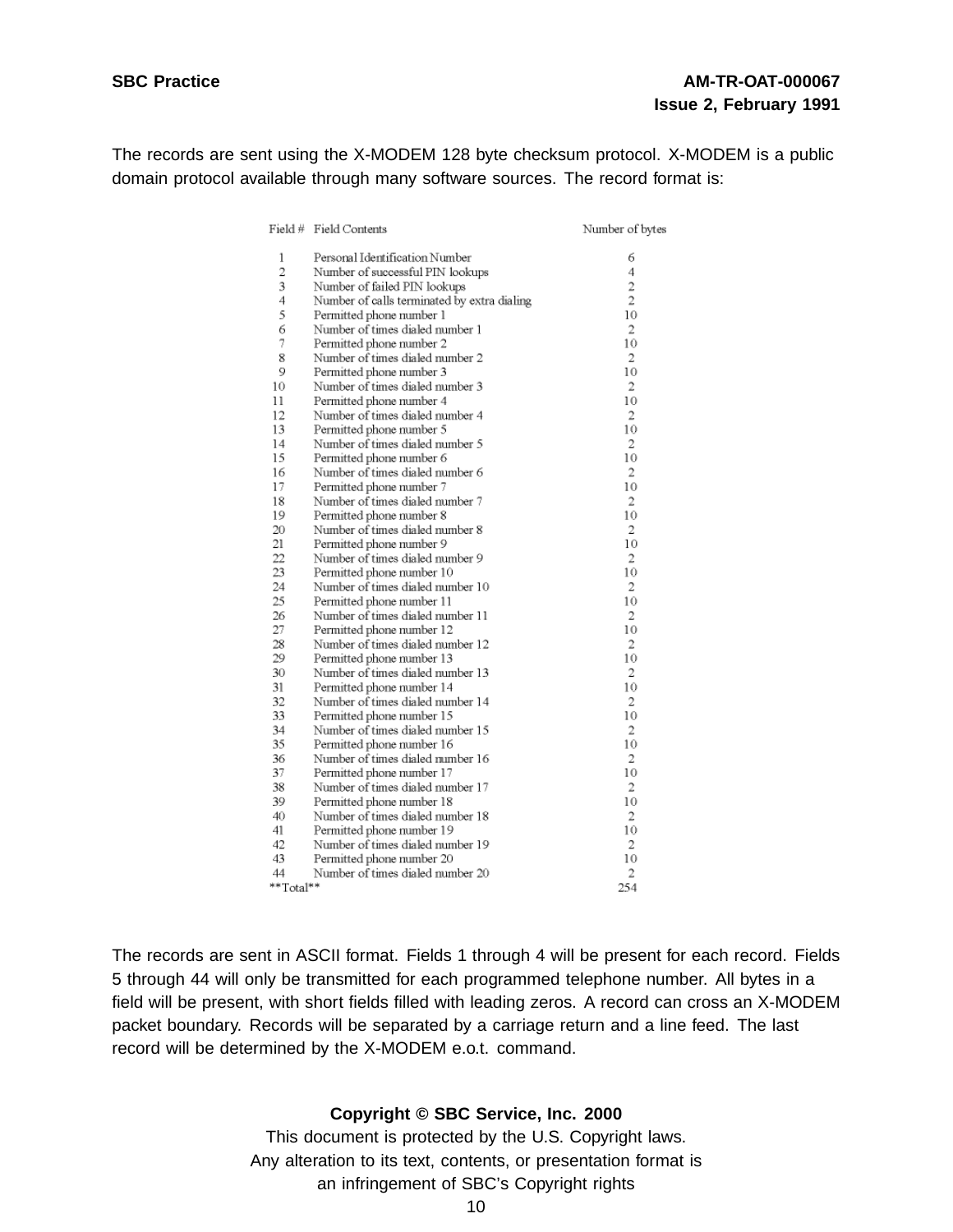The records are sent using the X-MODEM 128 byte checksum protocol. X-MODEM is a public domain protocol available through many software sources. The record format is:

| Field # | Field Contents | Number of bytes |
|---|---|---|
| 1 | Personal Identification Number | 6 |
| 2 | Number of successful PIN lookups | 4 |
| 3 | Number of failed PIN lookups | 2 |
| 4 | Number of calls terminated by extra dialing | 2 |
| 5 | Permitted phone number 1 | 10 |
| 6 | Number of times dialed number 1 | 2 |
| 7 | Permitted phone number 2 | 10 |
| 8 | Number of times dialed number 2 | 2 |
| 9 | Permitted phone number 3 | 10 |
| 10 | Number of times dialed number 3 | 2 |
| 11 | Permitted phone number 4 | 10 |
| 12 | Number of times dialed number 4 | 2 |
| 13 | Permitted phone number 5 | 10 |
| 14 | Number of times dialed number 5 | 2 |
| 15 | Permitted phone number 6 | 10 |
| 16 | Number of times dialed number 6 | 2 |
| 17 | Permitted phone number 7 | 10 |
| 18 | Number of times dialed number 7 | 2 |
| 19 | Permitted phone number 8 | 10 |
| 20 | Number of times dialed number 8 | 2 |
| 21 | Permitted phone number 9 | 10 |
| 22 | Number of times dialed number 9 | 2 |
| 23 | Permitted phone number 10 | 10 |
| 24 | Number of times dialed number 10 | 2 |
| 25 | Permitted phone number 11 | 10 |
| 26 | Number of times dialed number 11 | 2 |
| 27 | Permitted phone number 12 | 10 |
| 28 | Number of times dialed number 12 | 2 |
| 29 | Permitted phone number 13 | 10 |
| 30 | Number of times dialed number 13 | 2 |
| 31 | Permitted phone number 14 | 10 |
| 32 | Number of times dialed number 14 | 2 |
| 33 | Permitted phone number 15 | 10 |
| 34 | Number of times dialed number 15 | 2 |
| 35 | Permitted phone number 16 | 10 |
| 36 | Number of times dialed number 16 | 2 |
| 37 | Permitted phone number 17 | 10 |
| 38 | Number of times dialed number 17 | 2 |
| 39 | Permitted phone number 18 | 10 |
| 40 | Number of times dialed number 18 | 2 |
| 41 | Permitted phone number 19 | 10 |
| 42 | Number of times dialed number 19 | 2 |
| 43 | Permitted phone number 20 | 10 |
| 44 | Number of times dialed number 20 | 2 |
| **Total** | | 254 |

The records are sent in ASCII format. Fields 1 through 4 will be present for each record. Fields 5 through 44 will only be transmitted for each programmed telephone number. All bytes in a field will be present, with short fields filled with leading zeros. A record can cross an X-MODEM packet boundary. Records will be separated by a carriage return and a line feed. The last record will be determined by the X-MODEM e.o.t. command.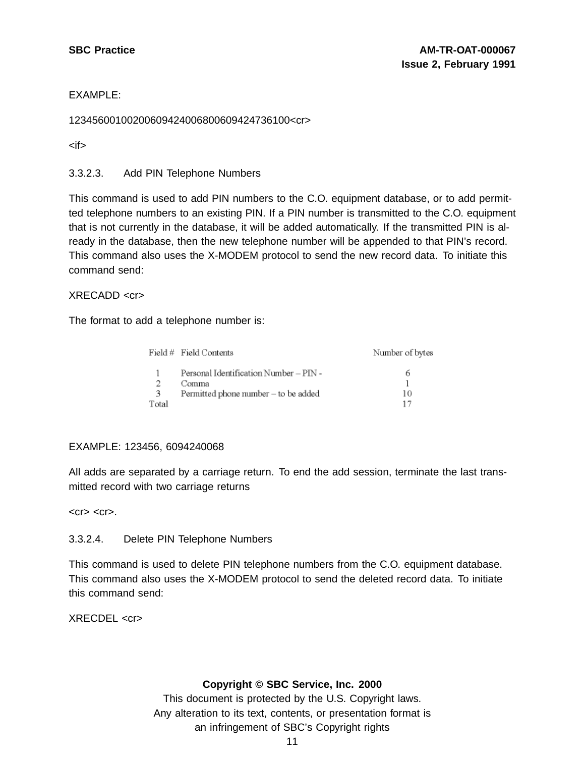EXAMPLE:

123456001002006094240068006094247361​00<cr>

<if>

### 3.3.2.3. Add PIN Telephone Numbers

This command is used to add PIN numbers to the C.O. equipment database, or to add permitted telephone numbers to an existing PIN. If a PIN number is transmitted to the C.O. equipment that is not currently in the database, it will be added automatically. If the transmitted PIN is already in the database, then the new telephone number will be appended to that PIN's record. This command also uses the X-MODEM protocol to send the new record data. To initiate this command send:

XRECADD <cr>

The format to add a telephone number is:

| Field # | Field Contents | Number of bytes |
|---|---|---|
| 1 | Personal Identification Number – PIN - | 6 |
| 2 | Comma | 1 |
| 3 | Permitted phone number – to be added | 10 |
| Total | | 17 |

EXAMPLE: 123456, 6094240068

All adds are separated by a carriage return. To end the add session, terminate the last transmitted record with two carriage returns

<cr> <cr>.

### 3.3.2.4. Delete PIN Telephone Numbers

This command is used to delete PIN telephone numbers from the C.O. equipment database. This command also uses the X-MODEM protocol to send the deleted record data. To initiate this command send:

XRECDEL <cr>

**Copyright © SBC Service, Inc. 2000**

This document is protected by the U.S. Copyright laws.
Any alteration to its text, contents, or presentation format is an infringement of SBC's Copyright rights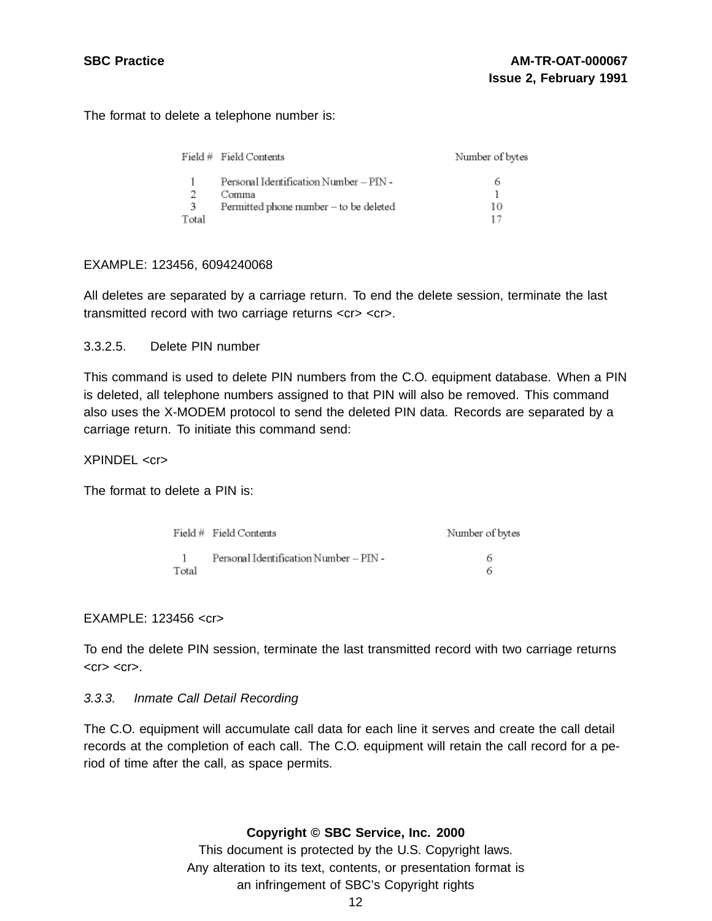The format to delete a telephone number is:

| Field # | Field Contents | Number of bytes |
|---|---|---|
| 1 | Personal Identification Number – PIN - | 6 |
| 2 | Comma | 1 |
| 3 | Permitted phone number – to be deleted | 10 |
| Total | | 17 |

EXAMPLE: 123456, 6094240068

All deletes are separated by a carriage return. To end the delete session, terminate the last transmitted record with two carriage returns <cr> <cr>.

#### 3.3.2.5. Delete PIN number

This command is used to delete PIN numbers from the C.O. equipment database. When a PIN is deleted, all telephone numbers assigned to that PIN will also be removed. This command also uses the X-MODEM protocol to send the deleted PIN data. Records are separated by a carriage return. To initiate this command send:

XPINDEL <cr>

The format to delete a PIN is:

| Field # | Field Contents | Number of bytes |
|---|---|---|
| 1 | Personal Identification Number – PIN - | 6 |
| Total | | 6 |

EXAMPLE: 123456 <cr>

To end the delete PIN session, terminate the last transmitted record with two carriage returns <cr> <cr>.

### *3.3.3. Inmate Call Detail Recording*

The C.O. equipment will accumulate call data for each line it serves and create the call detail records at the completion of each call. The C.O. equipment will retain the call record for a period of time after the call, as space permits.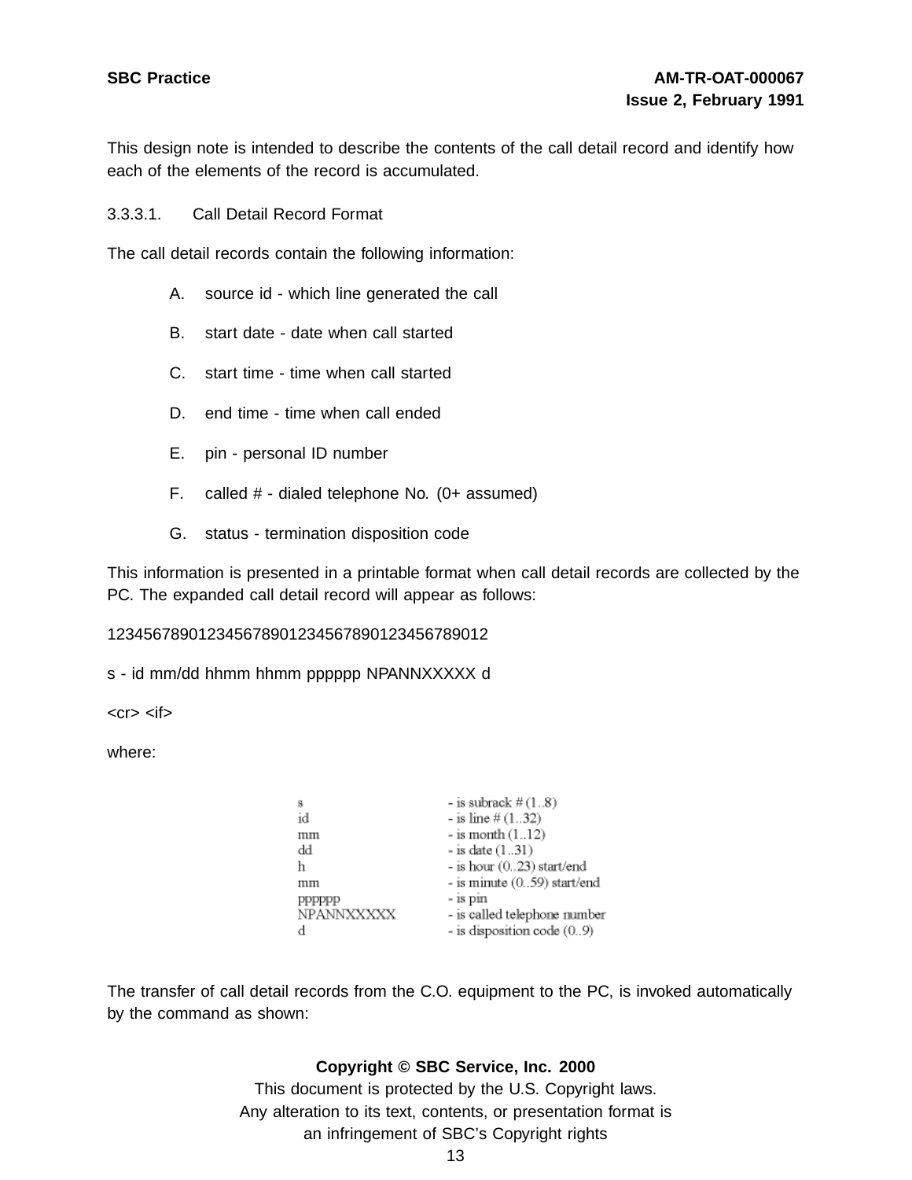This design note is intended to describe the contents of the call detail record and identify how each of the elements of the record is accumulated.

### 3.3.3.1. Call Detail Record Format

The call detail records contain the following information:

A. source id - which line generated the call

B. start date - date when call started

C. start time - time when call started

D. end time - time when call ended

E. pin - personal ID number

F. called # - dialed telephone No. (0+ assumed)

G. status - termination disposition code

This information is presented in a printable format when call detail records are collected by the PC. The expanded call detail record will appear as follows:

```
123456789012345678901234567890123456789012
s - id mm/dd hhmm hhmm pppppp NPANNXXXXX d
<cr> <if>
```

where:

| | |
|---|---|
| s | - is subrack # (1..8) |
| id | - is line # (1..32) |
| mm | - is month (1..12) |
| dd | - is date (1..31) |
| h | - is hour (0..23) start/end |
| mm | - is minute (0..59) start/end |
| pppppp | - is pin |
| NPANNXXXXX | - is called telephone number |
| d | - is disposition code (0..9) |

The transfer of call detail records from the C.O. equipment to the PC, is invoked automatically by the command as shown: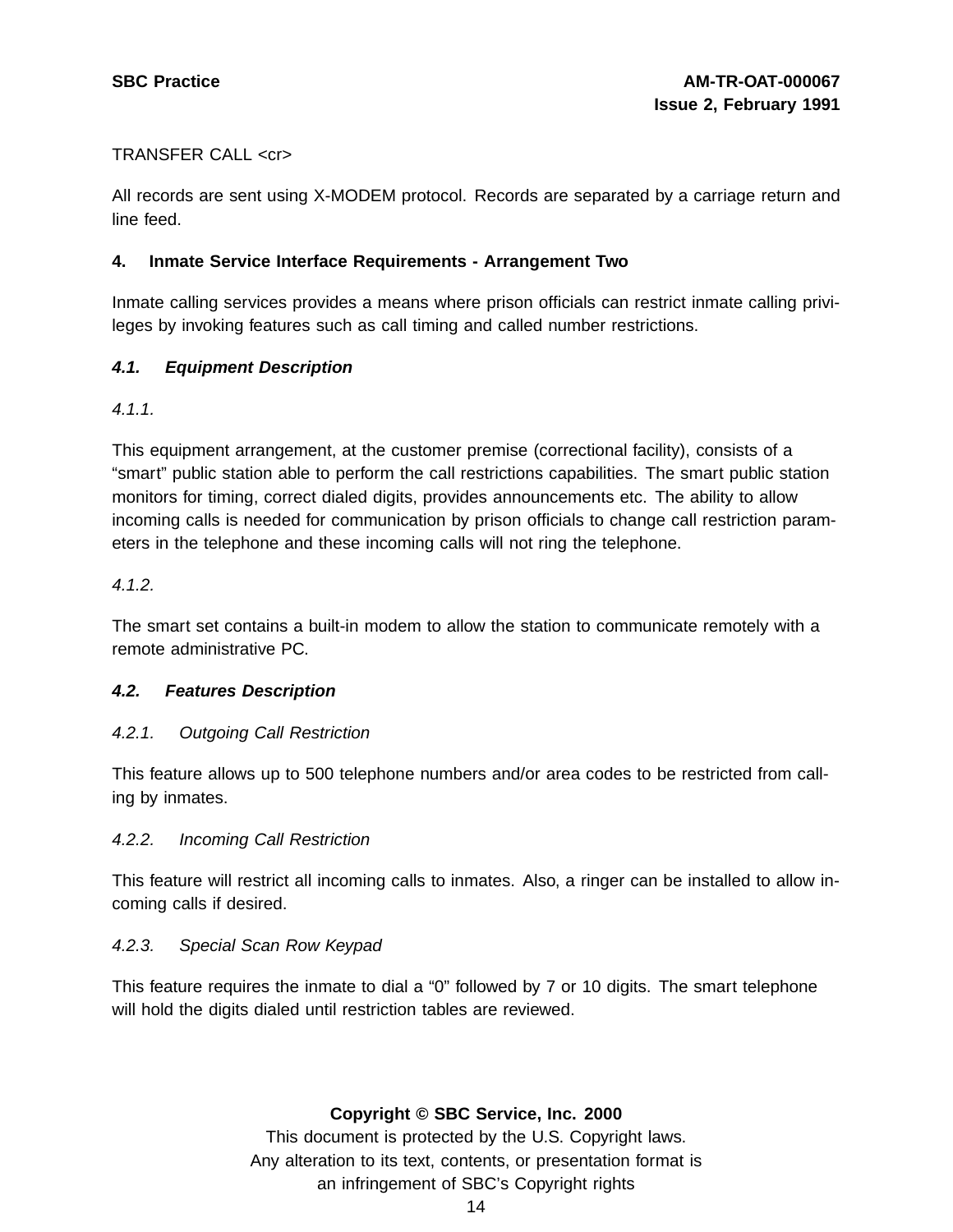TRANSFER CALL <cr>

All records are sent using X-MODEM protocol. Records are separated by a carriage return and line feed.

## 4. Inmate Service Interface Requirements - Arrangement Two

Inmate calling services provides a means where prison officials can restrict inmate calling privileges by invoking features such as call timing and called number restrictions.

### *4.1. Equipment Description*

*4.1.1.*

This equipment arrangement, at the customer premise (correctional facility), consists of a "smart" public station able to perform the call restrictions capabilities. The smart public station monitors for timing, correct dialed digits, provides announcements etc. The ability to allow incoming calls is needed for communication by prison officials to change call restriction parameters in the telephone and these incoming calls will not ring the telephone.

*4.1.2.*

The smart set contains a built-in modem to allow the station to communicate remotely with a remote administrative PC.

### *4.2. Features Description*

*4.2.1. Outgoing Call Restriction*

This feature allows up to 500 telephone numbers and/or area codes to be restricted from calling by inmates.

*4.2.2. Incoming Call Restriction*

This feature will restrict all incoming calls to inmates. Also, a ringer can be installed to allow incoming calls if desired.

*4.2.3. Special Scan Row Keypad*

This feature requires the inmate to dial a "0" followed by 7 or 10 digits. The smart telephone will hold the digits dialed until restriction tables are reviewed.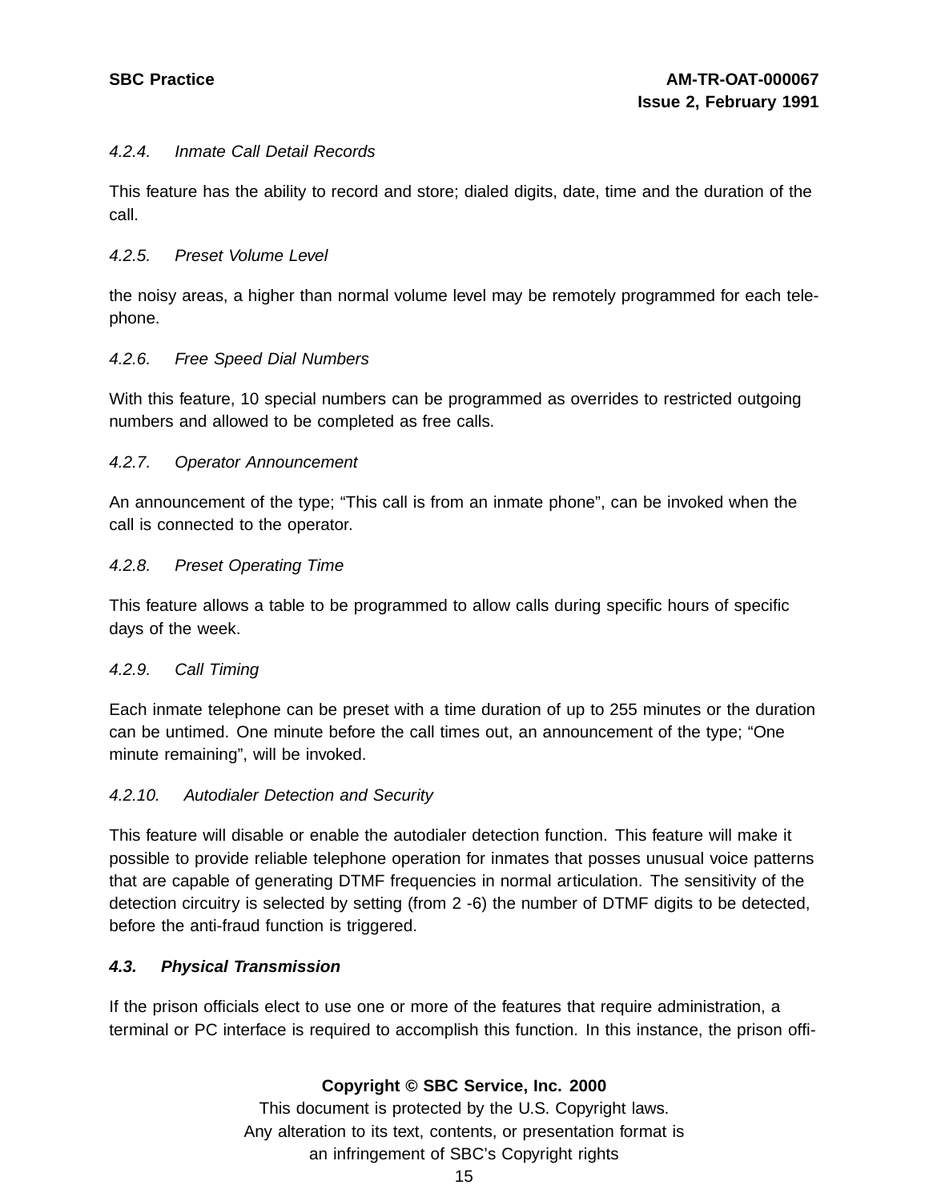#### *4.2.4. Inmate Call Detail Records*

This feature has the ability to record and store; dialed digits, date, time and the duration of the call.

#### *4.2.5. Preset Volume Level*

the noisy areas, a higher than normal volume level may be remotely programmed for each telephone.

#### *4.2.6. Free Speed Dial Numbers*

With this feature, 10 special numbers can be programmed as overrides to restricted outgoing numbers and allowed to be completed as free calls.

#### *4.2.7. Operator Announcement*

An announcement of the type; “This call is from an inmate phone”, can be invoked when the call is connected to the operator.

#### *4.2.8. Preset Operating Time*

This feature allows a table to be programmed to allow calls during specific hours of specific days of the week.

#### *4.2.9. Call Timing*

Each inmate telephone can be preset with a time duration of up to 255 minutes or the duration can be untimed. One minute before the call times out, an announcement of the type; “One minute remaining”, will be invoked.

#### *4.2.10. Autodialer Detection and Security*

This feature will disable or enable the autodialer detection function. This feature will make it possible to provide reliable telephone operation for inmates that posses unusual voice patterns that are capable of generating DTMF frequencies in normal articulation. The sensitivity of the detection circuitry is selected by setting (from 2 -6) the number of DTMF digits to be detected, before the anti-fraud function is triggered.

### ***4.3. Physical Transmission***

If the prison officials elect to use one or more of the features that require administration, a terminal or PC interface is required to accomplish this function. In this instance, the prison offi-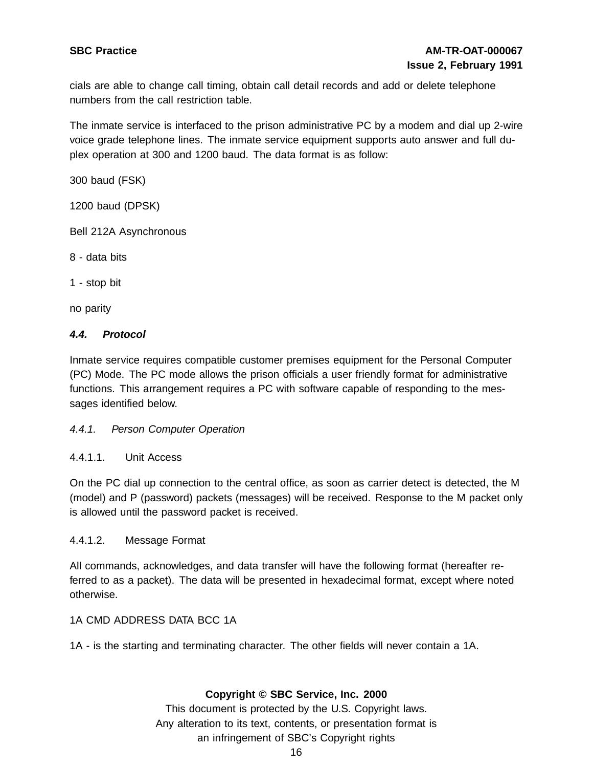cials are able to change call timing, obtain call detail records and add or delete telephone numbers from the call restriction table.

The inmate service is interfaced to the prison administrative PC by a modem and dial up 2-wire voice grade telephone lines. The inmate service equipment supports auto answer and full duplex operation at 300 and 1200 baud. The data format is as follow:

300 baud (FSK)

1200 baud (DPSK)

Bell 212A Asynchronous

8 - data bits

1 - stop bit

no parity

#### *4.4. Protocol*

Inmate service requires compatible customer premises equipment for the Personal Computer (PC) Mode. The PC mode allows the prison officials a user friendly format for administrative functions. This arrangement requires a PC with software capable of responding to the messages identified below.

##### *4.4.1. Person Computer Operation*

###### 4.4.1.1. Unit Access

On the PC dial up connection to the central office, as soon as carrier detect is detected, the M (model) and P (password) packets (messages) will be received. Response to the M packet only is allowed until the password packet is received.

###### 4.4.1.2. Message Format

All commands, acknowledges, and data transfer will have the following format (hereafter referred to as a packet). The data will be presented in hexadecimal format, except where noted otherwise.

1A CMD ADDRESS DATA BCC 1A

1A - is the starting and terminating character. The other fields will never contain a 1A.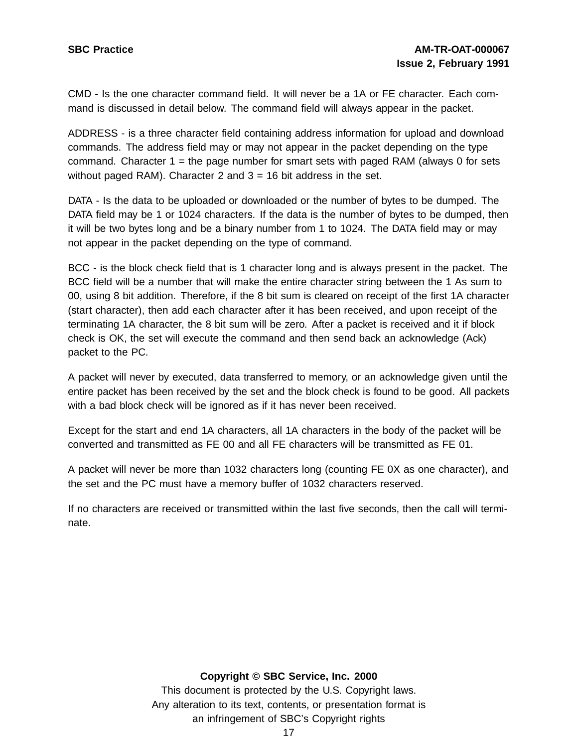CMD - Is the one character command field. It will never be a 1A or FE character. Each command is discussed in detail below. The command field will always appear in the packet.

ADDRESS - is a three character field containing address information for upload and download commands. The address field may or may not appear in the packet depending on the type command. Character 1 = the page number for smart sets with paged RAM (always 0 for sets without paged RAM). Character 2 and 3 = 16 bit address in the set.

DATA - Is the data to be uploaded or downloaded or the number of bytes to be dumped. The DATA field may be 1 or 1024 characters. If the data is the number of bytes to be dumped, then it will be two bytes long and be a binary number from 1 to 1024. The DATA field may or may not appear in the packet depending on the type of command.

BCC - is the block check field that is 1 character long and is always present in the packet. The BCC field will be a number that will make the entire character string between the 1 As sum to 00, using 8 bit addition. Therefore, if the 8 bit sum is cleared on receipt of the first 1A character (start character), then add each character after it has been received, and upon receipt of the terminating 1A character, the 8 bit sum will be zero. After a packet is received and it if block check is OK, the set will execute the command and then send back an acknowledge (Ack) packet to the PC.

A packet will never by executed, data transferred to memory, or an acknowledge given until the entire packet has been received by the set and the block check is found to be good. All packets with a bad block check will be ignored as if it has never been received.

Except for the start and end 1A characters, all 1A characters in the body of the packet will be converted and transmitted as FE 00 and all FE characters will be transmitted as FE 01.

A packet will never be more than 1032 characters long (counting FE 0X as one character), and the set and the PC must have a memory buffer of 1032 characters reserved.

If no characters are received or transmitted within the last five seconds, then the call will terminate.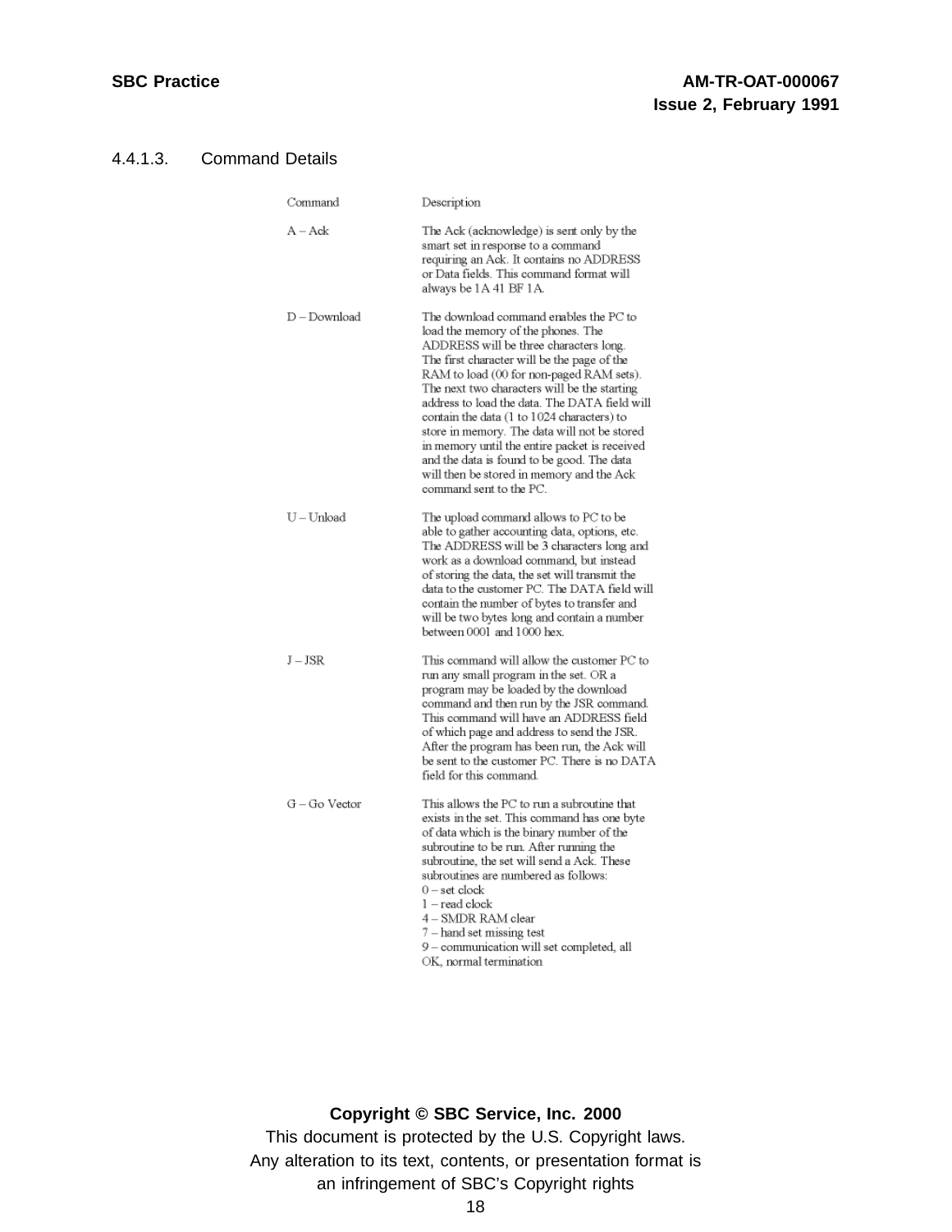#### 4.4.1.3. Command Details

| Command | Description |
| --- | --- |
| A – Ack | The Ack (acknowledge) is sent only by the smart set in response to a command requiring an Ack. It contains no ADDRESS or Data fields. This command format will always be 1A 41 BF 1A. |
| D – Download | The download command enables the PC to load the memory of the phones. The ADDRESS will be three characters long. The first character will be the page of the RAM to load (00 for non-paged RAM sets). The next two characters will be the starting address to load the data. The DATA field will contain the data (1 to 1024 characters) to store in memory. The data will not be stored in memory until the entire packet is received and the data is found to be good. The data will then be stored in memory and the Ack command sent to the PC. |
| U – Unload | The upload command allows to PC to be able to gather accounting data, options, etc. The ADDRESS will be 3 characters long and work as a download command, but instead of storing the data, the set will transmit the data to the customer PC. The DATA field will contain the number of bytes to transfer and will be two bytes long and contain a number between 0001 and 1000 hex. |
| J – JSR | This command will allow the customer PC to run any small program in the set. OR a program may be loaded by the download command and then run by the JSR command. This command will have an ADDRESS field of which page and address to send the JSR. After the program has been run, the Ack will be sent to the customer PC. There is no DATA field for this command. |
| G – Go Vector | This allows the PC to run a subroutine that exists in the set. This command has one byte of data which is the binary number of the subroutine to be run. After running the subroutine, the set will send a Ack. These subroutines are numbered as follows:<br>0 – set clock<br>1 – read clock<br>4 – SMDR RAM clear<br>7 – hand set missing test<br>9 – communication will set completed, all OK, normal termination |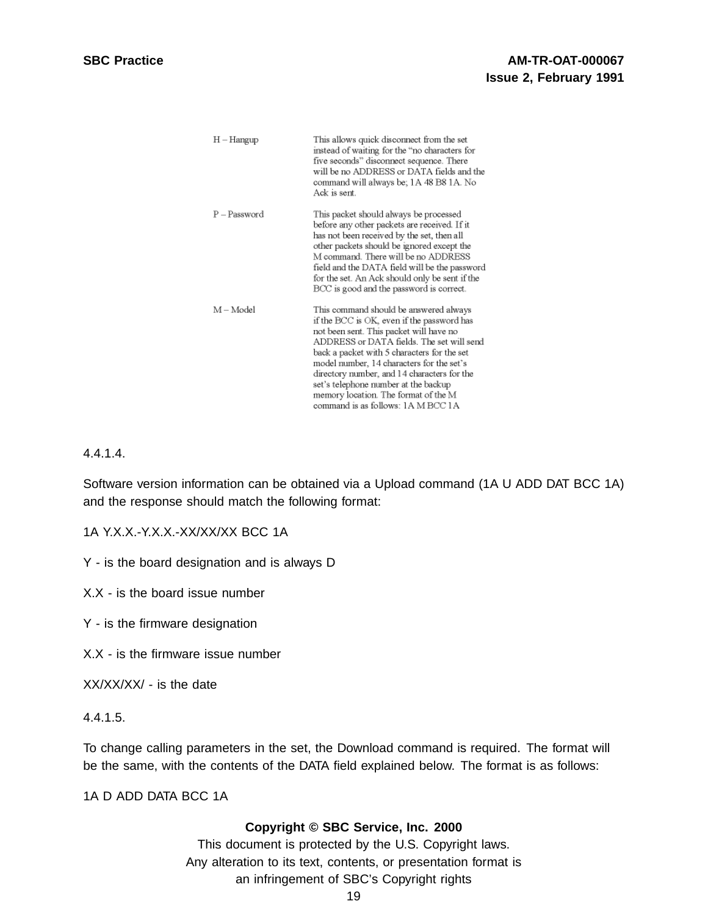| | |
|---|---|
| H – Hangup | This allows quick disconnect from the set instead of waiting for the "no characters for five seconds" disconnect sequence. There will be no ADDRESS or DATA fields and the command will always be; 1A 48 B8 1A. No Ack is sent. |
| P – Password | This packet should always be processed before any other packets are received. If it has not been received by the set, then all other packets should be ignored except the M command. There will be no ADDRESS field and the DATA field will be the password for the set. An Ack should only be sent if the BCC is good and the password is correct. |
| M – Model | This command should be answered always if the BCC is OK, even if the password has not been sent. This packet will have no ADDRESS or DATA fields. The set will send back a packet with 5 characters for the set model number, 14 characters for the set's directory number, and 14 characters for the set's telephone number at the backup memory location. The format of the M command is as follows: 1A M BCC 1A |

4.4.1.4.

Software version information can be obtained via a Upload command (1A U ADD DAT BCC 1A) and the response should match the following format:

1A Y.X.X.-Y.X.X.-XX/XX/XX BCC 1A

Y - is the board designation and is always D

X.X - is the board issue number

Y - is the firmware designation

X.X - is the firmware issue number

XX/XX/XX/ - is the date

4.4.1.5.

To change calling parameters in the set, the Download command is required. The format will be the same, with the contents of the DATA field explained below. The format is as follows:

1A D ADD DATA BCC 1A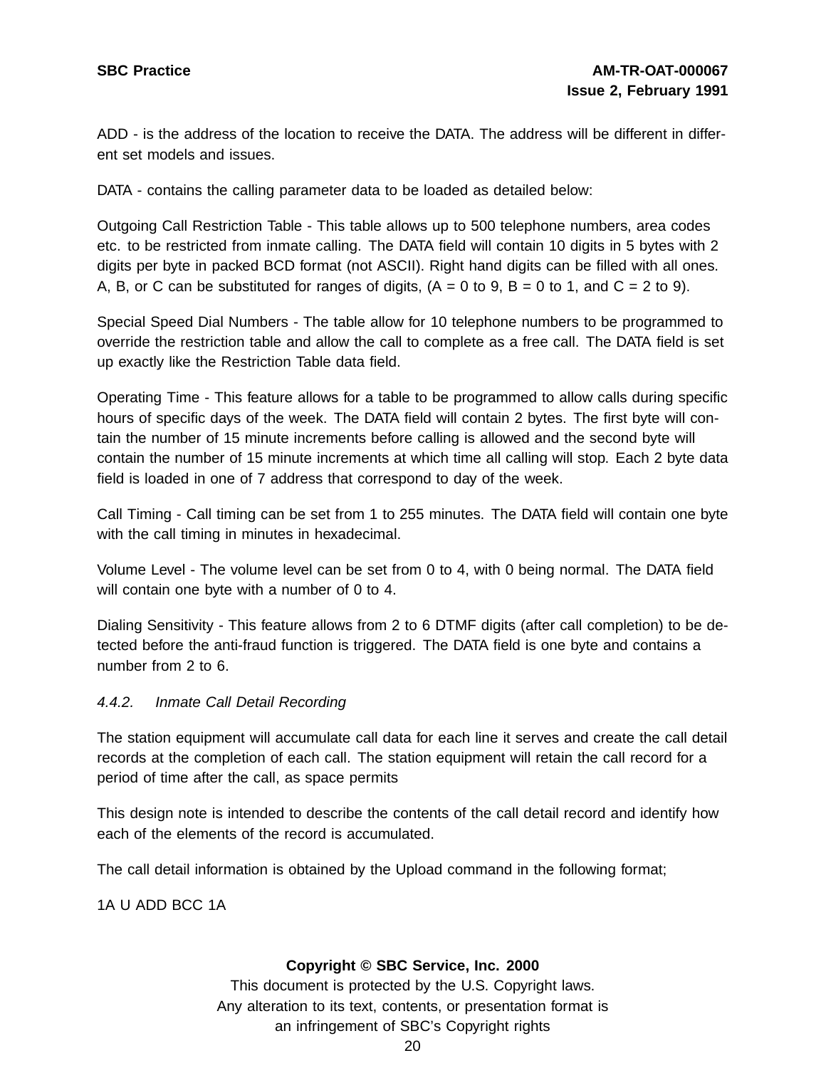ADD - is the address of the location to receive the DATA. The address will be different in different set models and issues.

DATA - contains the calling parameter data to be loaded as detailed below:

Outgoing Call Restriction Table - This table allows up to 500 telephone numbers, area codes etc. to be restricted from inmate calling. The DATA field will contain 10 digits in 5 bytes with 2 digits per byte in packed BCD format (not ASCII). Right hand digits can be filled with all ones. A, B, or C can be substituted for ranges of digits, (A = 0 to 9, B = 0 to 1, and C = 2 to 9).

Special Speed Dial Numbers - The table allow for 10 telephone numbers to be programmed to override the restriction table and allow the call to complete as a free call. The DATA field is set up exactly like the Restriction Table data field.

Operating Time - This feature allows for a table to be programmed to allow calls during specific hours of specific days of the week. The DATA field will contain 2 bytes. The first byte will contain the number of 15 minute increments before calling is allowed and the second byte will contain the number of 15 minute increments at which time all calling will stop. Each 2 byte data field is loaded in one of 7 address that correspond to day of the week.

Call Timing - Call timing can be set from 1 to 255 minutes. The DATA field will contain one byte with the call timing in minutes in hexadecimal.

Volume Level - The volume level can be set from 0 to 4, with 0 being normal. The DATA field will contain one byte with a number of 0 to 4.

Dialing Sensitivity - This feature allows from 2 to 6 DTMF digits (after call completion) to be detected before the anti-fraud function is triggered. The DATA field is one byte and contains a number from 2 to 6.

### *4.4.2. Inmate Call Detail Recording*

The station equipment will accumulate call data for each line it serves and create the call detail records at the completion of each call. The station equipment will retain the call record for a period of time after the call, as space permits

This design note is intended to describe the contents of the call detail record and identify how each of the elements of the record is accumulated.

The call detail information is obtained by the Upload command in the following format;

1A U ADD BCC 1A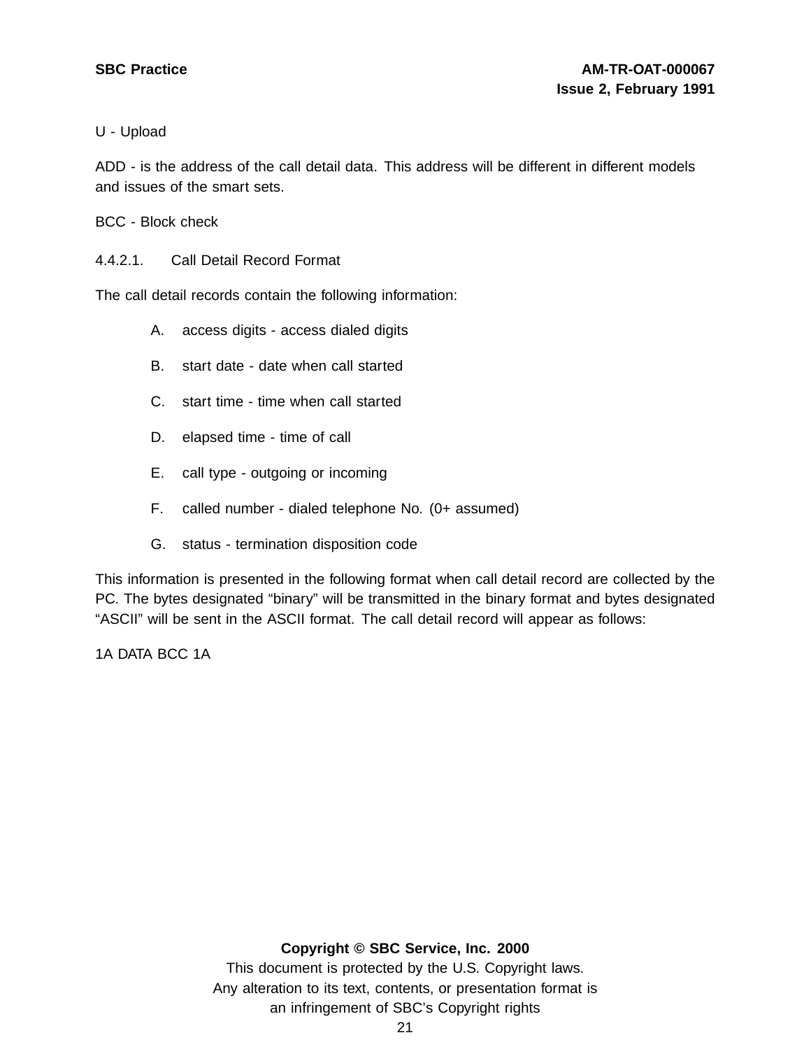U - Upload

ADD - is the address of the call detail data. This address will be different in different models and issues of the smart sets.

BCC - Block check

#### 4.4.2.1. Call Detail Record Format

The call detail records contain the following information:

A. access digits - access dialed digits

B. start date - date when call started

C. start time - time when call started

D. elapsed time - time of call

E. call type - outgoing or incoming

F. called number - dialed telephone No. (0+ assumed)

G. status - termination disposition code

This information is presented in the following format when call detail record are collected by the PC. The bytes designated “binary” will be transmitted in the binary format and bytes designated “ASCII” will be sent in the ASCII format. The call detail record will appear as follows:

1A DATA BCC 1A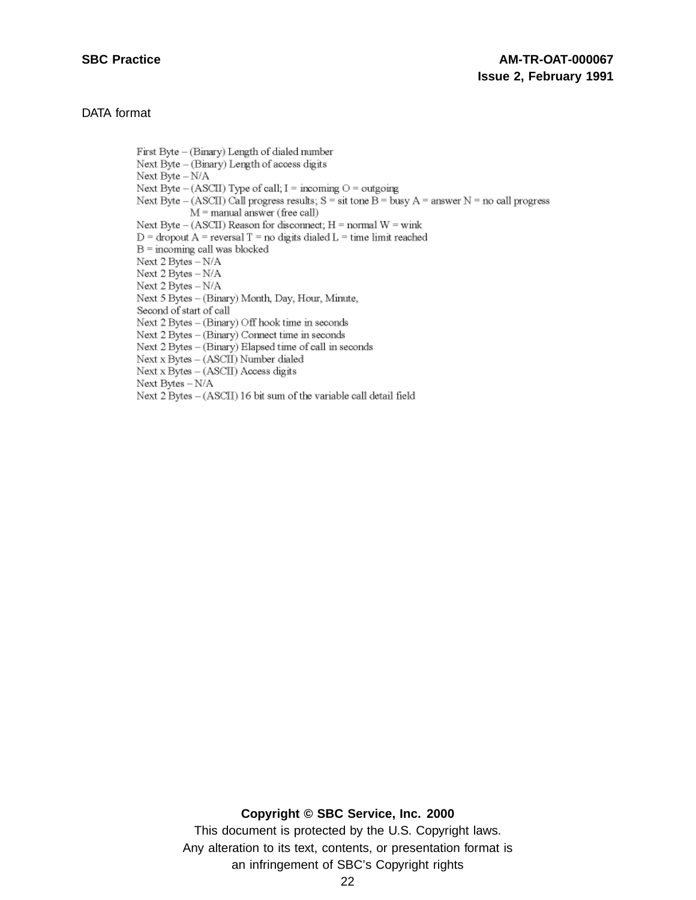DATA format

First Byte – (Binary) Length of dialed number
Next Byte – (Binary) Length of access digits
Next Byte – N/A
Next Byte – (ASCII) Type of call; I = incoming O = outgoing
Next Byte – (ASCII) Call progress results; S = sit tone B = busy A = answer N = no call progress
M = manual answer (free call)
Next Byte – (ASCII) Reason for disconnect; H = normal W = wink
D = dropout A = reversal T = no digits dialed L = time limit reached
B = incoming call was blocked
Next 2 Bytes – N/A
Next 2 Bytes – N/A
Next 2 Bytes – N/A
Next 5 Bytes – (Binary) Month, Day, Hour, Minute,
Second of start of call
Next 2 Bytes – (Binary) Off hook time in seconds
Next 2 Bytes – (Binary) Connect time in seconds
Next 2 Bytes – (Binary) Elapsed time of call in seconds
Next x Bytes – (ASCII) Number dialed
Next x Bytes – (ASCII) Access digits
Next Bytes – N/A
Next 2 Bytes – (ASCII) 16 bit sum of the variable call detail field

**Copyright © SBC Service, Inc. 2000**

This document is protected by the U.S. Copyright laws.
Any alteration to its text, contents, or presentation format is
an infringement of SBC's Copyright rights